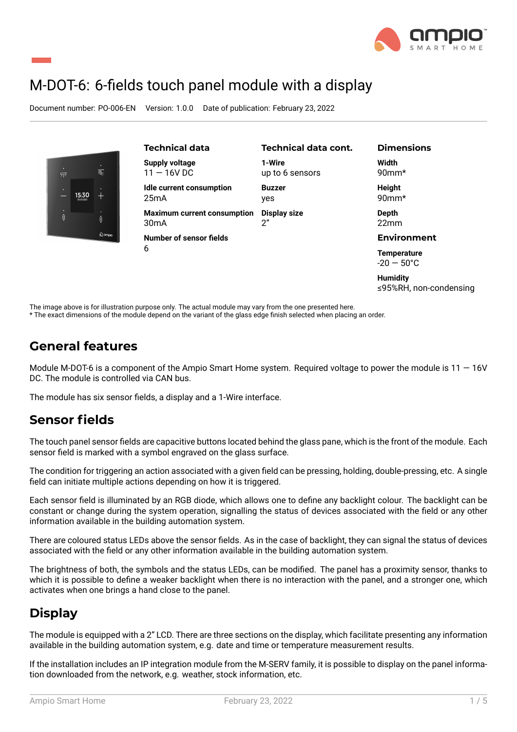# M-DOT-6: 6-fields touch panel module with a display

Document number: PO-006-EN Version: 1.0.0 Date of publication: February 23, 2022

### Technical data

**Supply voltage**
11 — 16V DC

**Idle current consumption**
25mA

**Maximum current consumption**
30mA

**Number of sensor fields**
6

### Technical data cont.

**1-Wire**
up to 6 sensors

**Buzzer**
yes

**Display size**
2”

### Dimensions

**Width**
90mm*

**Height**
90mm*

**Depth**
22mm

### Environment

**Temperature**
-20 — 50°C

**Humidity**
≤95%RH, non-condensing

The image above is for illustration purpose only. The actual module may vary from the one presented here.
* The exact dimensions of the module depend on the variant of the glass edge finish selected when placing an order.

## General features

Module M-DOT-6 is a component of the Ampio Smart Home system. Required voltage to power the module is 11 — 16V DC. The module is controlled via CAN bus.

The module has six sensor fields, a display and a 1-Wire interface.

## Sensor fields

The touch panel sensor fields are capacitive buttons located behind the glass pane, which is the front of the module. Each sensor field is marked with a symbol engraved on the glass surface.

The condition for triggering an action associated with a given field can be pressing, holding, double-pressing, etc. A single field can initiate multiple actions depending on how it is triggered.

Each sensor field is illuminated by an RGB diode, which allows one to define any backlight colour. The backlight can be constant or change during the system operation, signalling the status of devices associated with the field or any other information available in the building automation system.

There are coloured status LEDs above the sensor fields. As in the case of backlight, they can signal the status of devices associated with the field or any other information available in the building automation system.

The brightness of both, the symbols and the status LEDs, can be modified. The panel has a proximity sensor, thanks to which it is possible to define a weaker backlight when there is no interaction with the panel, and a stronger one, which activates when one brings a hand close to the panel.

## Display

The module is equipped with a 2” LCD. There are three sections on the display, which facilitate presenting any information available in the building automation system, e.g. date and time or temperature measurement results.

If the installation includes an IP integration module from the M-SERV family, it is possible to display on the panel information downloaded from the network, e.g. weather, stock information, etc.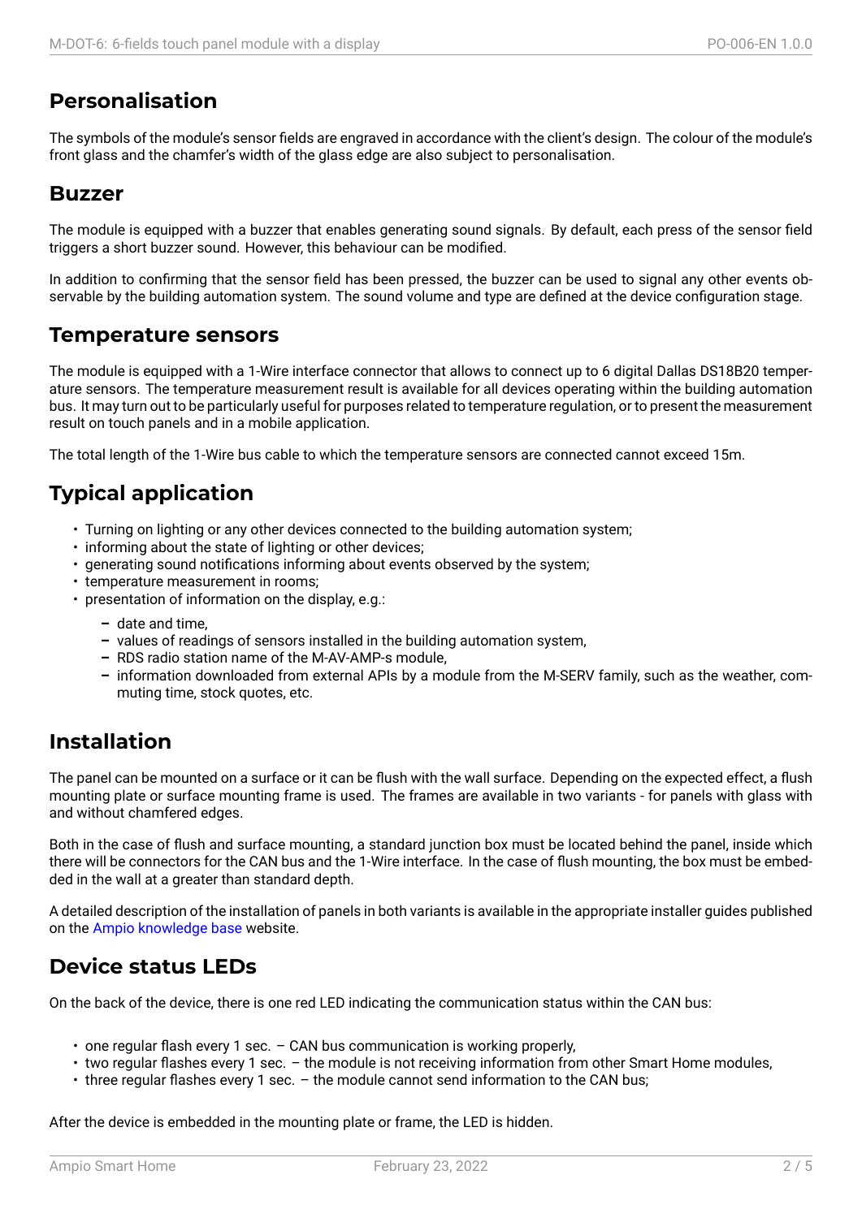## Personalisation

The symbols of the module's sensor fields are engraved in accordance with the client's design. The colour of the module's front glass and the chamfer's width of the glass edge are also subject to personalisation.

## Buzzer

The module is equipped with a buzzer that enables generating sound signals. By default, each press of the sensor field triggers a short buzzer sound. However, this behaviour can be modified.

In addition to confirming that the sensor field has been pressed, the buzzer can be used to signal any other events observable by the building automation system. The sound volume and type are defined at the device configuration stage.

## Temperature sensors

The module is equipped with a 1-Wire interface connector that allows to connect up to 6 digital Dallas DS18B20 temperature sensors. The temperature measurement result is available for all devices operating within the building automation bus. It may turn out to be particularly useful for purposes related to temperature regulation, or to present the measurement result on touch panels and in a mobile application.

The total length of the 1-Wire bus cable to which the temperature sensors are connected cannot exceed 15m.

## Typical application

- Turning on lighting or any other devices connected to the building automation system;
- informing about the state of lighting or other devices;
- generating sound notifications informing about events observed by the system;
- temperature measurement in rooms;
- presentation of information on the display, e.g.:
  - date and time,
  - values of readings of sensors installed in the building automation system,
  - RDS radio station name of the M-AV-AMP-s module,
  - information downloaded from external APIs by a module from the M-SERV family, such as the weather, commuting time, stock quotes, etc.

## Installation

The panel can be mounted on a surface or it can be flush with the wall surface. Depending on the expected effect, a flush mounting plate or surface mounting frame is used. The frames are available in two variants - for panels with glass with and without chamfered edges.

Both in the case of flush and surface mounting, a standard junction box must be located behind the panel, inside which there will be connectors for the CAN bus and the 1-Wire interface. In the case of flush mounting, the box must be embedded in the wall at a greater than standard depth.

A detailed description of the installation of panels in both variants is available in the appropriate installer guides published on the Ampio knowledge base website.

## Device status LEDs

On the back of the device, there is one red LED indicating the communication status within the CAN bus:

- one regular flash every 1 sec. – CAN bus communication is working properly,
- two regular flashes every 1 sec. – the module is not receiving information from other Smart Home modules,
- three regular flashes every 1 sec. – the module cannot send information to the CAN bus;

After the device is embedded in the mounting plate or frame, the LED is hidden.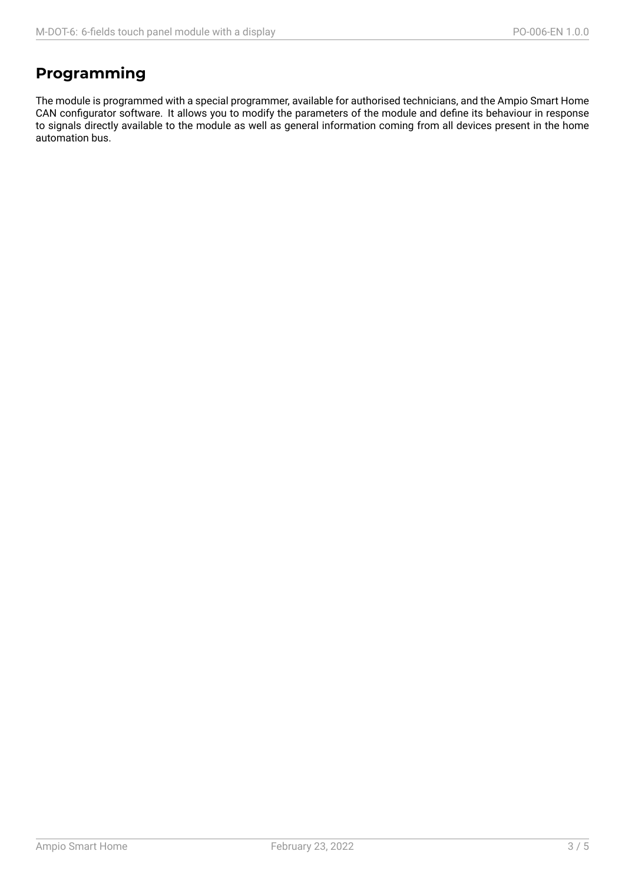# Programming

The module is programmed with a special programmer, available for authorised technicians, and the Ampio Smart Home CAN configurator software. It allows you to modify the parameters of the module and define its behaviour in response to signals directly available to the module as well as general information coming from all devices present in the home automation bus.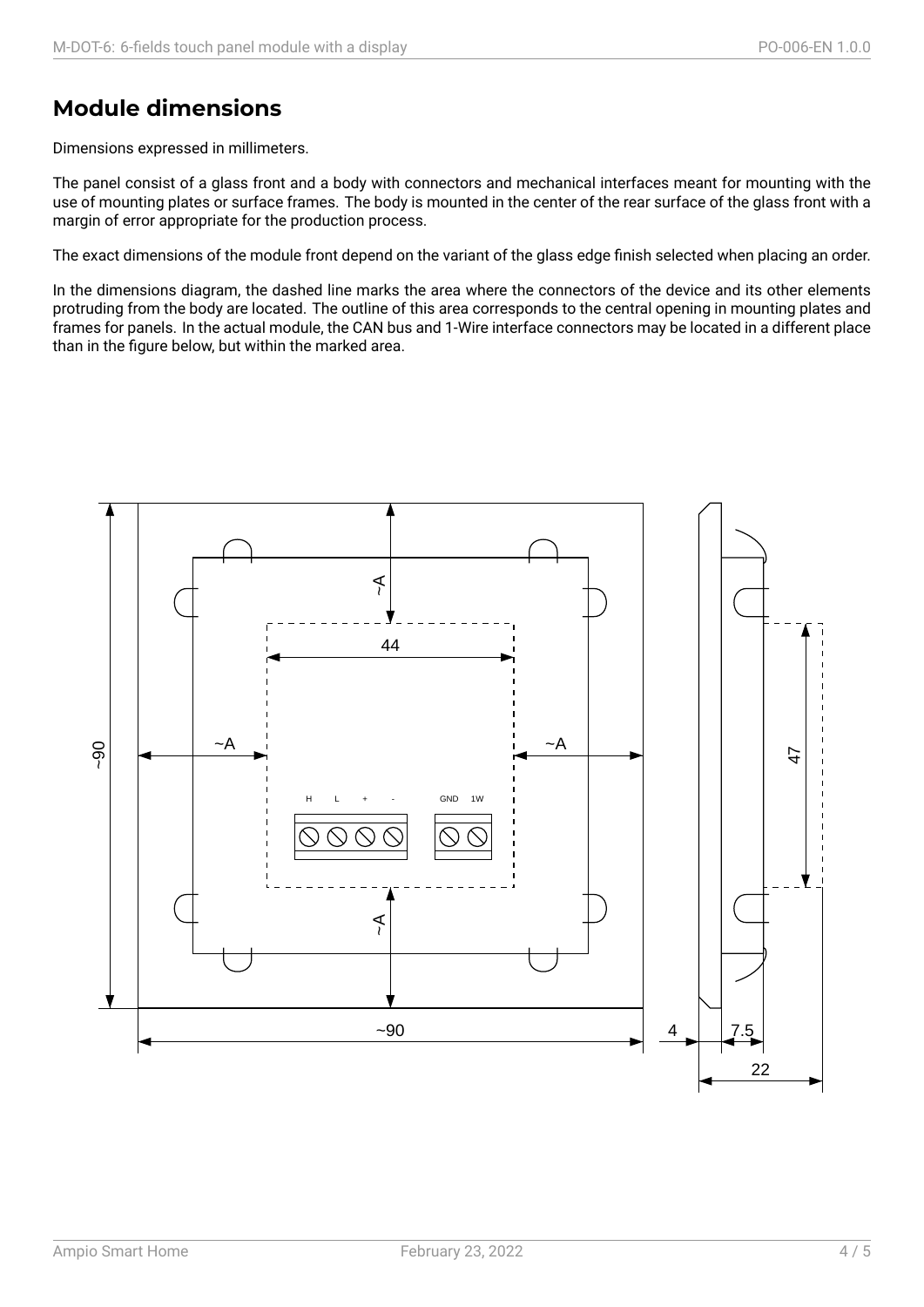## Module dimensions

Dimensions expressed in millimeters.

The panel consist of a glass front and a body with connectors and mechanical interfaces meant for mounting with the use of mounting plates or surface frames. The body is mounted in the center of the rear surface of the glass front with a margin of error appropriate for the production process.

The exact dimensions of the module front depend on the variant of the glass edge finish selected when placing an order.

In the dimensions diagram, the dashed line marks the area where the connectors of the device and its other elements protruding from the body are located. The outline of this area corresponds to the central opening in mounting plates and frames for panels. In the actual module, the CAN bus and 1-Wire interface connectors may be located in a different place than in the figure below, but within the marked area.

~A
44
~90
~A
~A
H L + -
GND 1W
~A
~90
47
4
7.5
22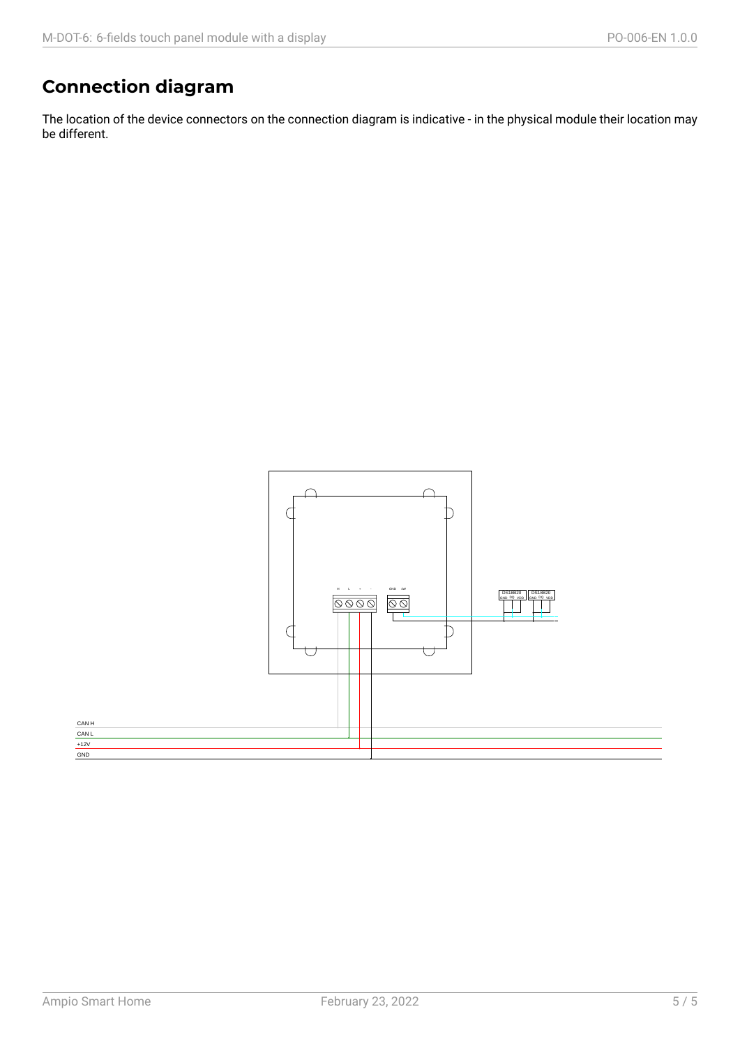# Connection diagram

The location of the device connectors on the connection diagram is indicative - in the physical module their location may be different.

H L + - GND 1W

DS18B20
GND DQ VDD

DS18B20
GND DQ VDD

CAN H
CAN L
+12V
GND